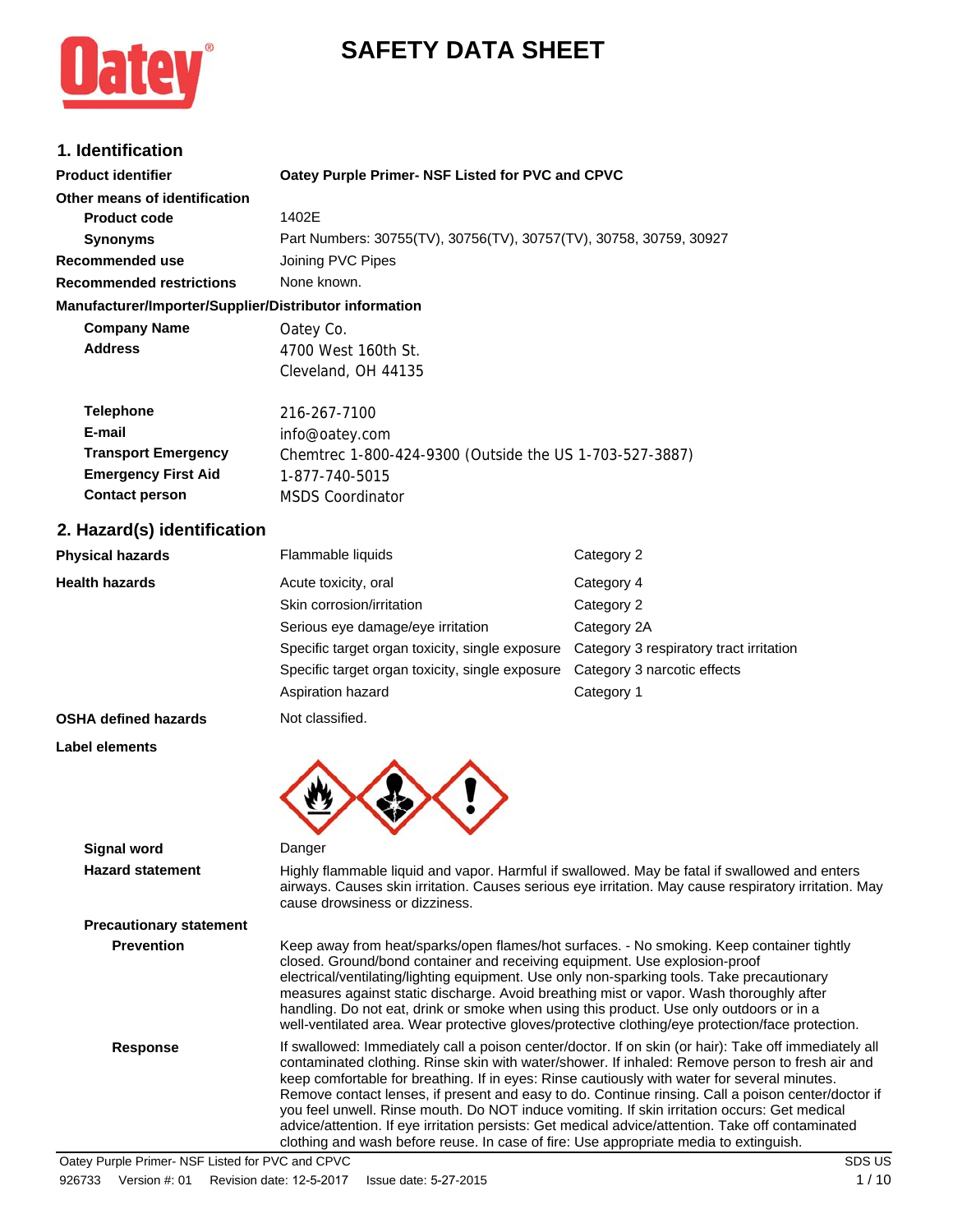# SAFETY DATA SHEET

## 1. Identification

| | |
|---|---|
| **Product identifier** | **Oatey Purple Primer- NSF Listed for PVC and CPVC** |
| **Other means of identification** | |
| **Product code** | 1402E |
| **Synonyms** | Part Numbers: 30755(TV), 30756(TV), 30757(TV), 30758, 30759, 30927 |
| **Recommended use** | Joining PVC Pipes |
| **Recommended restrictions** | None known. |

**Manufacturer/Importer/Supplier/Distributor information**

| | |
|---|---|
| **Company Name** | Oatey Co. |
| **Address** | 4700 West 160th St.<br>Cleveland, OH 44135 |
| **Telephone** | 216-267-7100 |
| **E-mail** | info@oatey.com |
| **Transport Emergency** | Chemtrec 1-800-424-9300 (Outside the US 1-703-527-3887) |
| **Emergency First Aid** | 1-877-740-5015 |
| **Contact person** | MSDS Coordinator |

## 2. Hazard(s) identification

| | | |
|---|---|---|
| **Physical hazards** | Flammable liquids | Category 2 |
| **Health hazards** | Acute toxicity, oral | Category 4 |
| | Skin corrosion/irritation | Category 2 |
| | Serious eye damage/eye irritation | Category 2A |
| | Specific target organ toxicity, single exposure | Category 3 respiratory tract irritation |
| | Specific target organ toxicity, single exposure | Category 3 narcotic effects |
| | Aspiration hazard | Category 1 |
| **OSHA defined hazards** | Not classified. | |

**Label elements**

**Signal word** Danger

**Hazard statement** Highly flammable liquid and vapor. Harmful if swallowed. May be fatal if swallowed and enters airways. Causes skin irritation. Causes serious eye irritation. May cause respiratory irritation. May cause drowsiness or dizziness.

**Precautionary statement**

**Prevention** Keep away from heat/sparks/open flames/hot surfaces. - No smoking. Keep container tightly closed. Ground/bond container and receiving equipment. Use explosion-proof electrical/ventilating/lighting equipment. Use only non-sparking tools. Take precautionary measures against static discharge. Avoid breathing mist or vapor. Wash thoroughly after handling. Do not eat, drink or smoke when using this product. Use only outdoors or in a well-ventilated area. Wear protective gloves/protective clothing/eye protection/face protection.

**Response** If swallowed: Immediately call a poison center/doctor. If on skin (or hair): Take off immediately all contaminated clothing. Rinse skin with water/shower. If inhaled: Remove person to fresh air and keep comfortable for breathing. If in eyes: Rinse cautiously with water for several minutes. Remove contact lenses, if present and easy to do. Continue rinsing. Call a poison center/doctor if you feel unwell. Rinse mouth. Do NOT induce vomiting. If skin irritation occurs: Get medical advice/attention. If eye irritation persists: Get medical advice/attention. Take off contaminated clothing and wash before reuse. In case of fire: Use appropriate media to extinguish.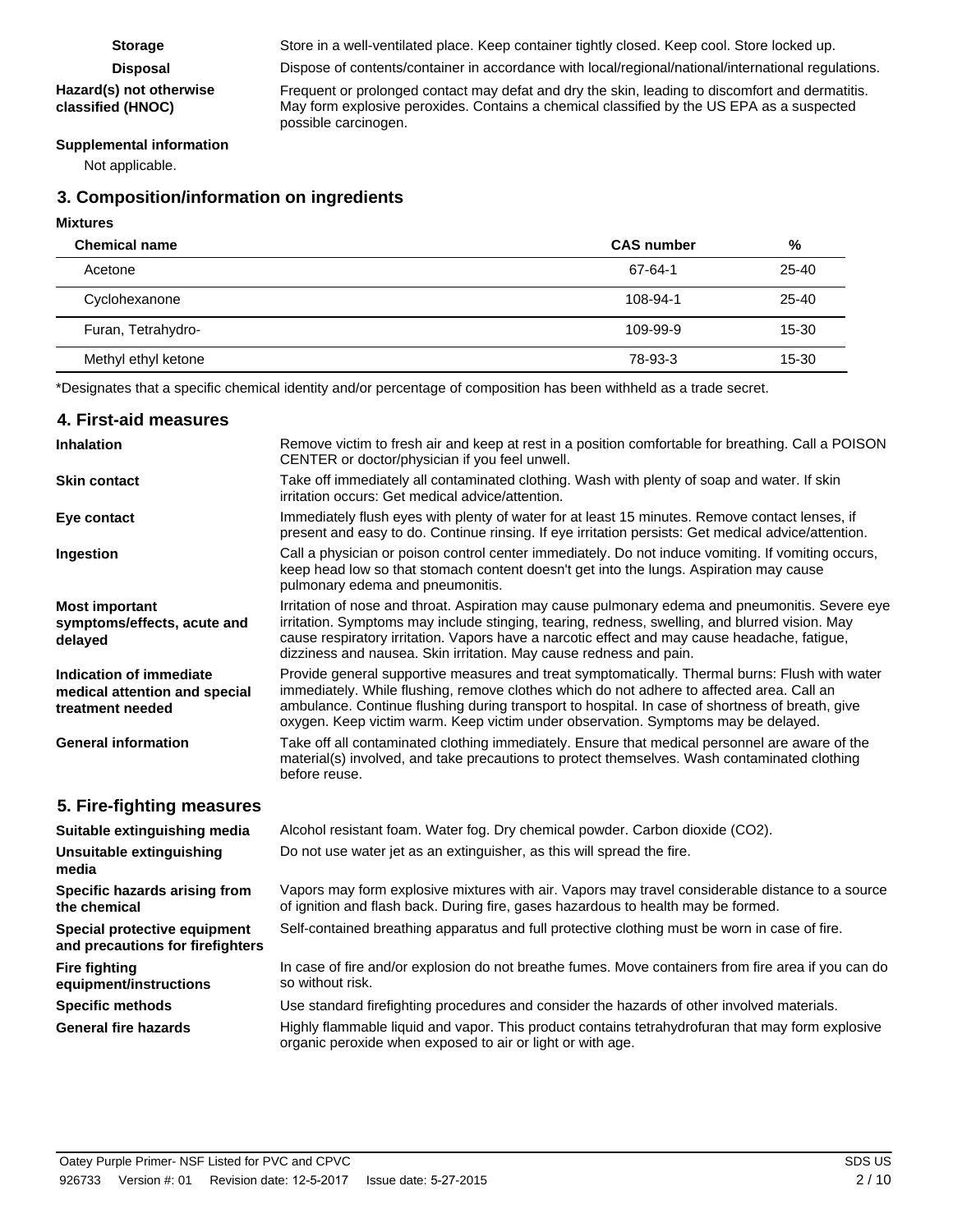**Storage** Store in a well-ventilated place. Keep container tightly closed. Keep cool. Store locked up.

**Disposal** Dispose of contents/container in accordance with local/regional/national/international regulations.

**Hazard(s) not otherwise classified (HNOC)** Frequent or prolonged contact may defat and dry the skin, leading to discomfort and dermatitis. May form explosive peroxides. Contains a chemical classified by the US EPA as a suspected possible carcinogen.

**Supplemental information**

Not applicable.

## 3. Composition/information on ingredients

**Mixtures**

| Chemical name | CAS number | % |
|---|---|---|
| Acetone | 67-64-1 | 25-40 |
| Cyclohexanone | 108-94-1 | 25-40 |
| Furan, Tetrahydro- | 109-99-9 | 15-30 |
| Methyl ethyl ketone | 78-93-3 | 15-30 |

*Designates that a specific chemical identity and/or percentage of composition has been withheld as a trade secret.

## 4. First-aid measures

**Inhalation** Remove victim to fresh air and keep at rest in a position comfortable for breathing. Call a POISON CENTER or doctor/physician if you feel unwell.

**Skin contact** Take off immediately all contaminated clothing. Wash with plenty of soap and water. If skin irritation occurs: Get medical advice/attention.

**Eye contact** Immediately flush eyes with plenty of water for at least 15 minutes. Remove contact lenses, if present and easy to do. Continue rinsing. If eye irritation persists: Get medical advice/attention.

**Ingestion** Call a physician or poison control center immediately. Do not induce vomiting. If vomiting occurs, keep head low so that stomach content doesn't get into the lungs. Aspiration may cause pulmonary edema and pneumonitis.

**Most important symptoms/effects, acute and delayed** Irritation of nose and throat. Aspiration may cause pulmonary edema and pneumonitis. Severe eye irritation. Symptoms may include stinging, tearing, redness, swelling, and blurred vision. May cause respiratory irritation. Vapors have a narcotic effect and may cause headache, fatigue, dizziness and nausea. Skin irritation. May cause redness and pain.

**Indication of immediate medical attention and special treatment needed** Provide general supportive measures and treat symptomatically. Thermal burns: Flush with water immediately. While flushing, remove clothes which do not adhere to affected area. Call an ambulance. Continue flushing during transport to hospital. In case of shortness of breath, give oxygen. Keep victim warm. Keep victim under observation. Symptoms may be delayed.

**General information** Take off all contaminated clothing immediately. Ensure that medical personnel are aware of the material(s) involved, and take precautions to protect themselves. Wash contaminated clothing before reuse.

## 5. Fire-fighting measures

**Suitable extinguishing media** Alcohol resistant foam. Water fog. Dry chemical powder. Carbon dioxide ($CO_2$).

**Unsuitable extinguishing media** Do not use water jet as an extinguisher, as this will spread the fire.

**Specific hazards arising from the chemical** Vapors may form explosive mixtures with air. Vapors may travel considerable distance to a source of ignition and flash back. During fire, gases hazardous to health may be formed.

**Special protective equipment and precautions for firefighters** Self-contained breathing apparatus and full protective clothing must be worn in case of fire.

**Fire fighting equipment/instructions** In case of fire and/or explosion do not breathe fumes. Move containers from fire area if you can do so without risk.

**Specific methods** Use standard firefighting procedures and consider the hazards of other involved materials.

**General fire hazards** Highly flammable liquid and vapor. This product contains tetrahydrofuran that may form explosive organic peroxide when exposed to air or light or with age.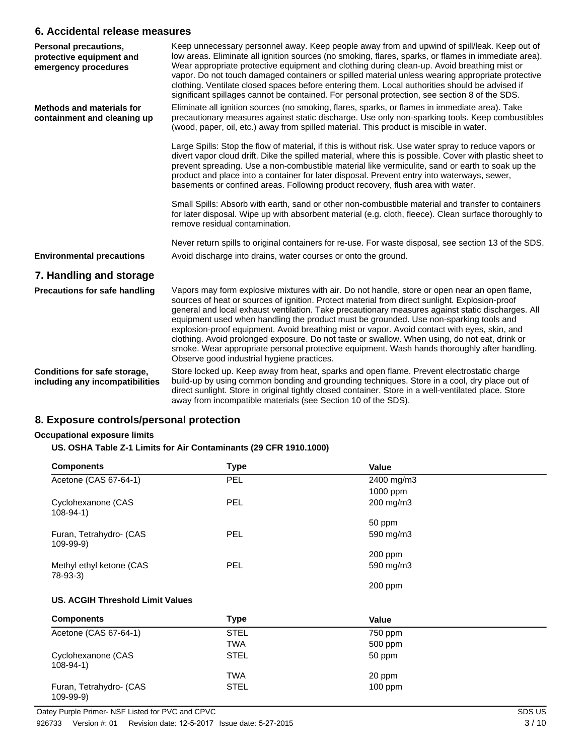## 6. Accidental release measures

**Personal precautions, protective equipment and emergency procedures**

Keep unnecessary personnel away. Keep people away from and upwind of spill/leak. Keep out of low areas. Eliminate all ignition sources (no smoking, flares, sparks, or flames in immediate area). Wear appropriate protective equipment and clothing during clean-up. Avoid breathing mist or vapor. Do not touch damaged containers or spilled material unless wearing appropriate protective clothing. Ventilate closed spaces before entering them. Local authorities should be advised if significant spillages cannot be contained. For personal protection, see section 8 of the SDS.

**Methods and materials for containment and cleaning up**

Eliminate all ignition sources (no smoking, flares, sparks, or flames in immediate area). Take precautionary measures against static discharge. Use only non-sparking tools. Keep combustibles (wood, paper, oil, etc.) away from spilled material. This product is miscible in water.

Large Spills: Stop the flow of material, if this is without risk. Use water spray to reduce vapors or divert vapor cloud drift. Dike the spilled material, where this is possible. Cover with plastic sheet to prevent spreading. Use a non-combustible material like vermiculite, sand or earth to soak up the product and place into a container for later disposal. Prevent entry into waterways, sewer, basements or confined areas. Following product recovery, flush area with water.

Small Spills: Absorb with earth, sand or other non-combustible material and transfer to containers for later disposal. Wipe up with absorbent material (e.g. cloth, fleece). Clean surface thoroughly to remove residual contamination.

Never return spills to original containers for re-use. For waste disposal, see section 13 of the SDS.

**Environmental precautions**

Avoid discharge into drains, water courses or onto the ground.

## 7. Handling and storage

**Precautions for safe handling**

Vapors may form explosive mixtures with air. Do not handle, store or open near an open flame, sources of heat or sources of ignition. Protect material from direct sunlight. Explosion-proof general and local exhaust ventilation. Take precautionary measures against static discharges. All equipment used when handling the product must be grounded. Use non-sparking tools and explosion-proof equipment. Avoid breathing mist or vapor. Avoid contact with eyes, skin, and clothing. Avoid prolonged exposure. Do not taste or swallow. When using, do not eat, drink or smoke. Wear appropriate personal protective equipment. Wash hands thoroughly after handling. Observe good industrial hygiene practices.

**Conditions for safe storage, including any incompatibilities**

Store locked up. Keep away from heat, sparks and open flame. Prevent electrostatic charge build-up by using common bonding and grounding techniques. Store in a cool, dry place out of direct sunlight. Store in original tightly closed container. Store in a well-ventilated place. Store away from incompatible materials (see Section 10 of the SDS).

## 8. Exposure controls/personal protection

**Occupational exposure limits**

**US. OSHA Table Z-1 Limits for Air Contaminants (29 CFR 1910.1000)**

| Components | Type | Value |
|---|---|---|
| Acetone (CAS 67-64-1) | PEL | 2400 mg/m3 |
| | | 1000 ppm |
| Cyclohexanone (CAS 108-94-1) | PEL | 200 mg/m3 |
| | | 50 ppm |
| Furan, Tetrahydro- (CAS 109-99-9) | PEL | 590 mg/m3 |
| | | 200 ppm |
| Methyl ethyl ketone (CAS 78-93-3) | PEL | 590 mg/m3 |
| | | 200 ppm |

**US. ACGIH Threshold Limit Values**

| Components | Type | Value |
|---|---|---|
| Acetone (CAS 67-64-1) | STEL | 750 ppm |
| | TWA | 500 ppm |
| Cyclohexanone (CAS 108-94-1) | STEL | 50 ppm |
| | TWA | 20 ppm |
| Furan, Tetrahydro- (CAS 109-99-9) | STEL | 100 ppm |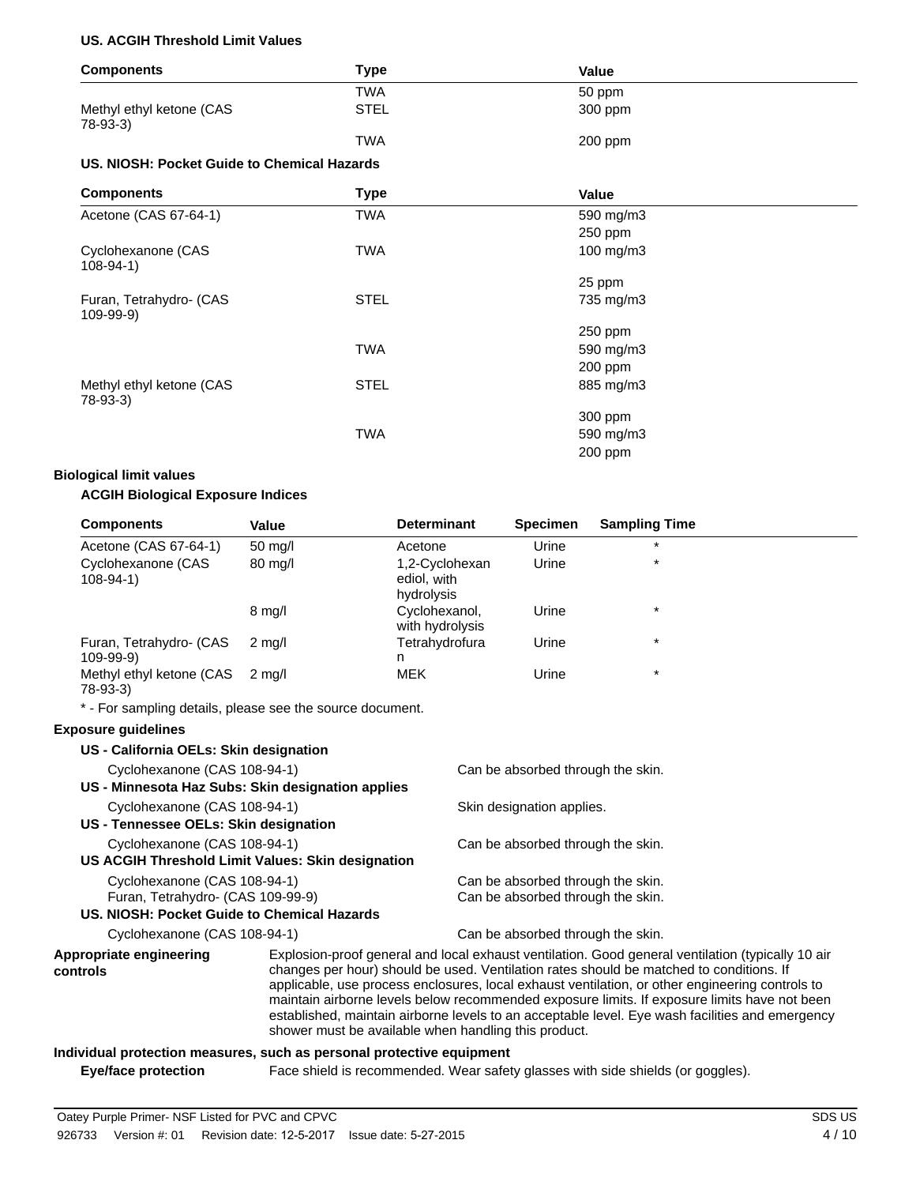**US. ACGIH Threshold Limit Values**

| Components | Type | Value |
|---|---|---|
| | TWA | 50 ppm |
| Methyl ethyl ketone (CAS 78-93-3) | STEL | 300 ppm |
| | TWA | 200 ppm |

**US. NIOSH: Pocket Guide to Chemical Hazards**

| Components | Type | Value |
|---|---|---|
| Acetone (CAS 67-64-1) | TWA | 590 mg/m3 |
| | | 250 ppm |
| Cyclohexanone (CAS 108-94-1) | TWA | 100 mg/m3 |
| | | 25 ppm |
| Furan, Tetrahydro- (CAS 109-99-9) | STEL | 735 mg/m3 |
| | | 250 ppm |
| | TWA | 590 mg/m3 |
| | | 200 ppm |
| Methyl ethyl ketone (CAS 78-93-3) | STEL | 885 mg/m3 |
| | | 300 ppm |
| | TWA | 590 mg/m3 |
| | | 200 ppm |

**Biological limit values**

**ACGIH Biological Exposure Indices**

| Components | Value | Determinant | Specimen | Sampling Time |
|---|---|---|---|---|
| Acetone (CAS 67-64-1) | 50 mg/l | Acetone | Urine | * |
| Cyclohexanone (CAS 108-94-1) | 80 mg/l | 1,2-Cyclohexanediol, with hydrolysis | Urine | * |
| | 8 mg/l | Cyclohexanol, with hydrolysis | Urine | * |
| Furan, Tetrahydro- (CAS 109-99-9) | 2 mg/l | Tetrahydrofuran | Urine | * |
| Methyl ethyl ketone (CAS 78-93-3) | 2 mg/l | MEK | Urine | * |

* - For sampling details, please see the source document.

**Exposure guidelines**

**US - California OELs: Skin designation**

Cyclohexanone (CAS 108-94-1) — Can be absorbed through the skin.

**US - Minnesota Haz Subs: Skin designation applies**

Cyclohexanone (CAS 108-94-1) — Skin designation applies.

**US - Tennessee OELs: Skin designation**

Cyclohexanone (CAS 108-94-1) — Can be absorbed through the skin.

**US ACGIH Threshold Limit Values: Skin designation**

Cyclohexanone (CAS 108-94-1) — Can be absorbed through the skin.
Furan, Tetrahydro- (CAS 109-99-9) — Can be absorbed through the skin.

**US. NIOSH: Pocket Guide to Chemical Hazards**

Cyclohexanone (CAS 108-94-1) — Can be absorbed through the skin.

**Appropriate engineering controls**

Explosion-proof general and local exhaust ventilation. Good general ventilation (typically 10 air changes per hour) should be used. Ventilation rates should be matched to conditions. If applicable, use process enclosures, local exhaust ventilation, or other engineering controls to maintain airborne levels below recommended exposure limits. If exposure limits have not been established, maintain airborne levels to an acceptable level. Eye wash facilities and emergency shower must be available when handling this product.

**Individual protection measures, such as personal protective equipment**

**Eye/face protection**

Face shield is recommended. Wear safety glasses with side shields (or goggles).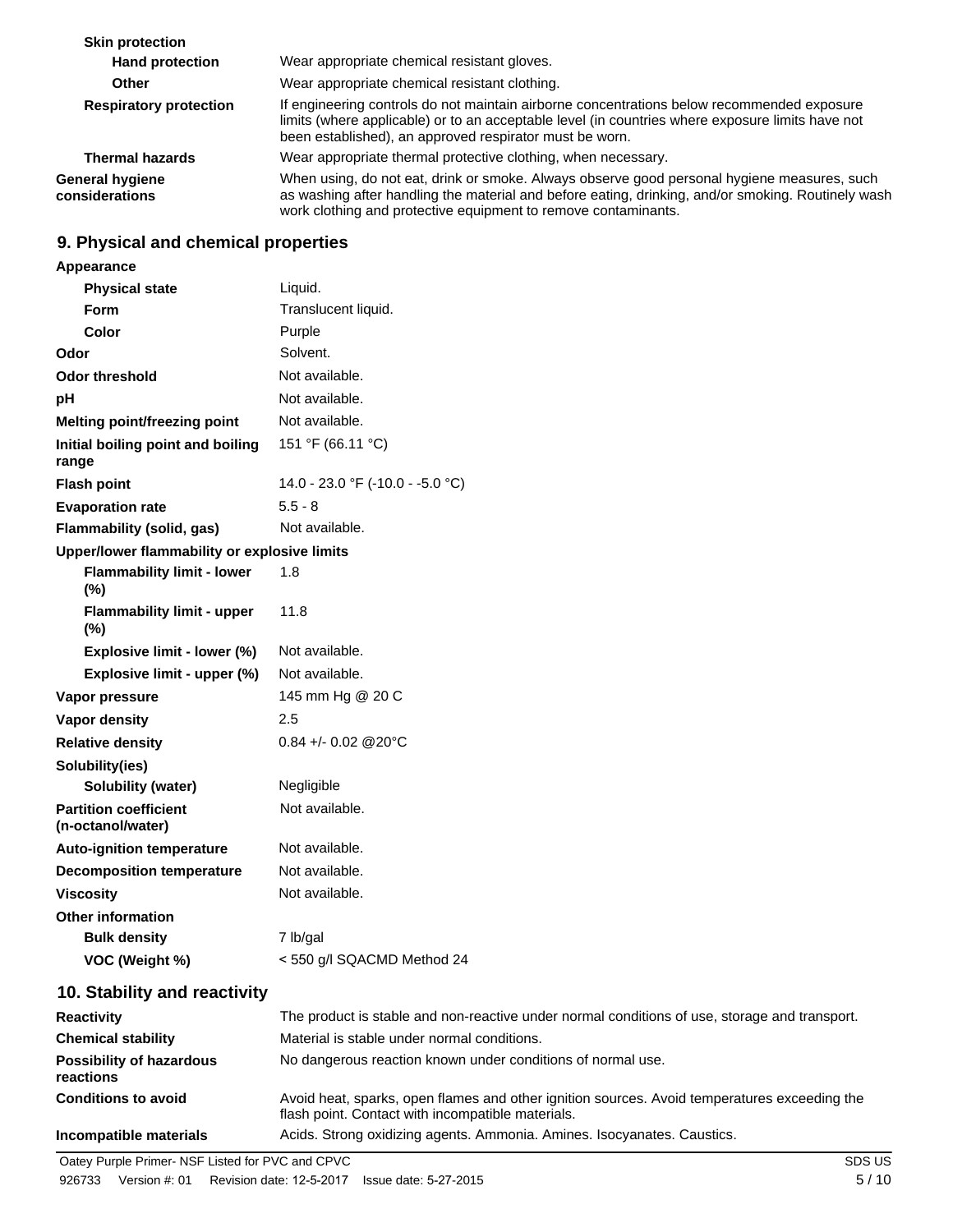**Skin protection**

| | |
|---|---|
| **Hand protection** | Wear appropriate chemical resistant gloves. |
| **Other** | Wear appropriate chemical resistant clothing. |
| **Respiratory protection** | If engineering controls do not maintain airborne concentrations below recommended exposure limits (where applicable) or to an acceptable level (in countries where exposure limits have not been established), an approved respirator must be worn. |
| **Thermal hazards** | Wear appropriate thermal protective clothing, when necessary. |
| **General hygiene considerations** | When using, do not eat, drink or smoke. Always observe good personal hygiene measures, such as washing after handling the material and before eating, drinking, and/or smoking. Routinely wash work clothing and protective equipment to remove contaminants. |

## 9. Physical and chemical properties

| | |
|---|---|
| **Appearance** | |
| **Physical state** | Liquid. |
| **Form** | Translucent liquid. |
| **Color** | Purple |
| **Odor** | Solvent. |
| **Odor threshold** | Not available. |
| **pH** | Not available. |
| **Melting point/freezing point** | Not available. |
| **Initial boiling point and boiling range** | 151 °F (66.11 °C) |
| **Flash point** | 14.0 - 23.0 °F (-10.0 - -5.0 °C) |
| **Evaporation rate** | 5.5 - 8 |
| **Flammability (solid, gas)** | Not available. |
| **Upper/lower flammability or explosive limits** | |
| **Flammability limit - lower (%)** | 1.8 |
| **Flammability limit - upper (%)** | 11.8 |
| **Explosive limit - lower (%)** | Not available. |
| **Explosive limit - upper (%)** | Not available. |
| **Vapor pressure** | 145 mm Hg @ 20 C |
| **Vapor density** | 2.5 |
| **Relative density** | 0.84 +/- 0.02 @20°C |
| **Solubility(ies)** | |
| **Solubility (water)** | Negligible |
| **Partition coefficient (n-octanol/water)** | Not available. |
| **Auto-ignition temperature** | Not available. |
| **Decomposition temperature** | Not available. |
| **Viscosity** | Not available. |
| **Other information** | |
| **Bulk density** | 7 lb/gal |
| **VOC (Weight %)** | < 550 g/l SQACMD Method 24 |

## 10. Stability and reactivity

| | |
|---|---|
| **Reactivity** | The product is stable and non-reactive under normal conditions of use, storage and transport. |
| **Chemical stability** | Material is stable under normal conditions. |
| **Possibility of hazardous reactions** | No dangerous reaction known under conditions of normal use. |
| **Conditions to avoid** | Avoid heat, sparks, open flames and other ignition sources. Avoid temperatures exceeding the flash point. Contact with incompatible materials. |
| **Incompatible materials** | Acids. Strong oxidizing agents. Ammonia. Amines. Isocyanates. Caustics. |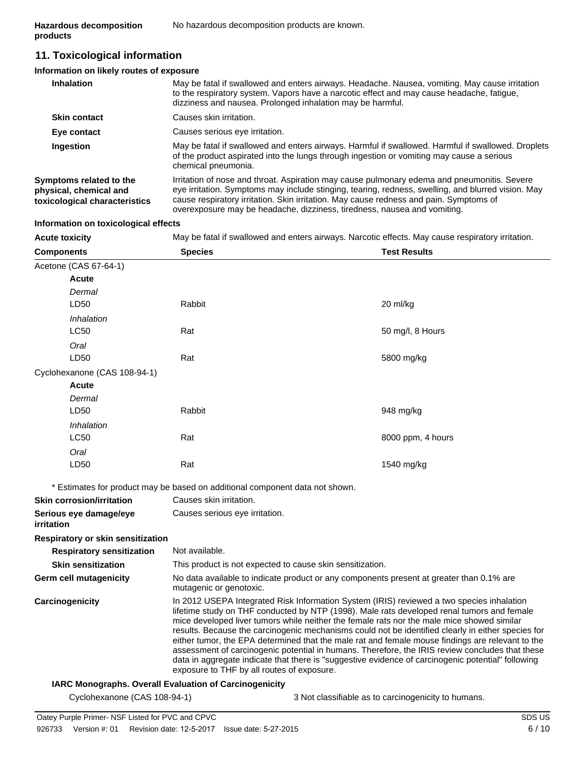**Hazardous decomposition products**: No hazardous decomposition products are known.

## 11. Toxicological information

### Information on likely routes of exposure

**Inhalation**: May be fatal if swallowed and enters airways. Headache. Nausea, vomiting. May cause irritation to the respiratory system. Vapors have a narcotic effect and may cause headache, fatigue, dizziness and nausea. Prolonged inhalation may be harmful.

**Skin contact**: Causes skin irritation.

**Eye contact**: Causes serious eye irritation.

**Ingestion**: May be fatal if swallowed and enters airways. Harmful if swallowed. Harmful if swallowed. Droplets of the product aspirated into the lungs through ingestion or vomiting may cause a serious chemical pneumonia.

**Symptoms related to the physical, chemical and toxicological characteristics**: Irritation of nose and throat. Aspiration may cause pulmonary edema and pneumonitis. Severe eye irritation. Symptoms may include stinging, tearing, redness, swelling, and blurred vision. May cause respiratory irritation. Skin irritation. May cause redness and pain. Symptoms of overexposure may be headache, dizziness, tiredness, nausea and vomiting.

### Information on toxicological effects

**Acute toxicity**: May be fatal if swallowed and enters airways. Narcotic effects. May cause respiratory irritation.

| Components | Species | Test Results |
|---|---|---|
| Acetone (CAS 67-64-1) | | |
| **Acute** | | |
| *Dermal* | | |
| LD50 | Rabbit | 20 ml/kg |
| *Inhalation* | | |
| LC50 | Rat | 50 mg/l, 8 Hours |
| *Oral* | | |
| LD50 | Rat | 5800 mg/kg |
| Cyclohexanone (CAS 108-94-1) | | |
| **Acute** | | |
| *Dermal* | | |
| LD50 | Rabbit | 948 mg/kg |
| *Inhalation* | | |
| LC50 | Rat | 8000 ppm, 4 hours |
| *Oral* | | |
| LD50 | Rat | 1540 mg/kg |

\* Estimates for product may be based on additional component data not shown.

**Skin corrosion/irritation**: Causes skin irritation.

**Serious eye damage/eye irritation**: Causes serious eye irritation.

**Respiratory or skin sensitization**

**Respiratory sensitization**: Not available.

**Skin sensitization**: This product is not expected to cause skin sensitization.

**Germ cell mutagenicity**: No data available to indicate product or any components present at greater than 0.1% are mutagenic or genotoxic.

**Carcinogenicity**: In 2012 USEPA Integrated Risk Information System (IRIS) reviewed a two species inhalation lifetime study on THF conducted by NTP (1998). Male rats developed renal tumors and female mice developed liver tumors while neither the female rats nor the male mice showed similar results. Because the carcinogenic mechanisms could not be identified clearly in either species for either tumor, the EPA determined that the male rat and female mouse findings are relevant to the assessment of carcinogenic potential in humans. Therefore, the IRIS review concludes that these data in aggregate indicate that there is "suggestive evidence of carcinogenic potential" following exposure to THF by all routes of exposure.

**IARC Monographs. Overall Evaluation of Carcinogenicity**

Cyclohexanone (CAS 108-94-1) — 3 Not classifiable as to carcinogenicity to humans.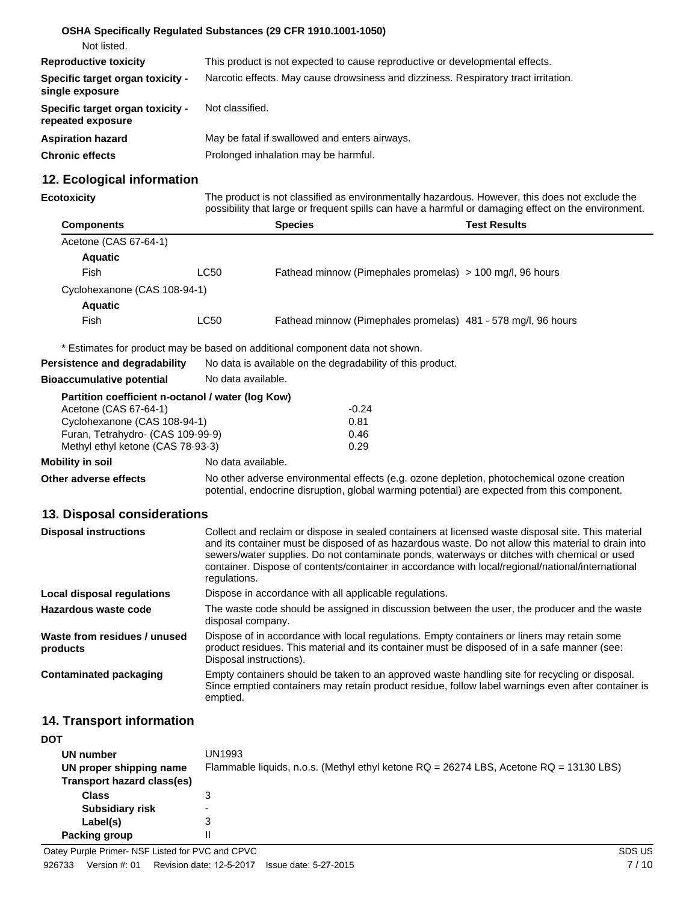**OSHA Specifically Regulated Substances (29 CFR 1910.1001-1050)**

Not listed.

| | |
|---|---|
| **Reproductive toxicity** | This product is not expected to cause reproductive or developmental effects. |
| **Specific target organ toxicity - single exposure** | Narcotic effects. May cause drowsiness and dizziness. Respiratory tract irritation. |
| **Specific target organ toxicity - repeated exposure** | Not classified. |
| **Aspiration hazard** | May be fatal if swallowed and enters airways. |
| **Chronic effects** | Prolonged inhalation may be harmful. |

## 12. Ecological information

**Ecotoxicity** The product is not classified as environmentally hazardous. However, this does not exclude the possibility that large or frequent spills can have a harmful or damaging effect on the environment.

| Components | | Species | Test Results |
|---|---|---|---|
| Acetone (CAS 67-64-1) | | | |
| **Aquatic** | | | |
| Fish | LC50 | Fathead minnow (Pimephales promelas) | > 100 mg/l, 96 hours |
| Cyclohexanone (CAS 108-94-1) | | | |
| **Aquatic** | | | |
| Fish | LC50 | Fathead minnow (Pimephales promelas) | 481 - 578 mg/l, 96 hours |

\* Estimates for product may be based on additional component data not shown.

**Persistence and degradability** No data is available on the degradability of this product.

**Bioaccumulative potential** No data available.

**Partition coefficient n-octanol / water (log Kow)**

| | |
|---|---|
| Acetone (CAS 67-64-1) | -0.24 |
| Cyclohexanone (CAS 108-94-1) | 0.81 |
| Furan, Tetrahydro- (CAS 109-99-9) | 0.46 |
| Methyl ethyl ketone (CAS 78-93-3) | 0.29 |

**Mobility in soil** No data available.

**Other adverse effects** No other adverse environmental effects (e.g. ozone depletion, photochemical ozone creation potential, endocrine disruption, global warming potential) are expected from this component.

## 13. Disposal considerations

| | |
|---|---|
| **Disposal instructions** | Collect and reclaim or dispose in sealed containers at licensed waste disposal site. This material and its container must be disposed of as hazardous waste. Do not allow this material to drain into sewers/water supplies. Do not contaminate ponds, waterways or ditches with chemical or used container. Dispose of contents/container in accordance with local/regional/national/international regulations. |
| **Local disposal regulations** | Dispose in accordance with all applicable regulations. |
| **Hazardous waste code** | The waste code should be assigned in discussion between the user, the producer and the waste disposal company. |
| **Waste from residues / unused products** | Dispose of in accordance with local regulations. Empty containers or liners may retain some product residues. This material and its container must be disposed of in a safe manner (see: Disposal instructions). |
| **Contaminated packaging** | Empty containers should be taken to an approved waste handling site for recycling or disposal. Since emptied containers may retain product residue, follow label warnings even after container is emptied. |

## 14. Transport information

**DOT**

| | |
|---|---|
| **UN number** | UN1993 |
| **UN proper shipping name** | Flammable liquids, n.o.s. (Methyl ethyl ketone RQ = 26274 LBS, Acetone RQ = 13130 LBS) |
| **Transport hazard class(es)** | |
| **Class** | 3 |
| **Subsidiary risk** | - |
| **Label(s)** | 3 |
| **Packing group** | II |

Oatey Purple Primer- NSF Listed for PVC and CPVC
926733 Version #: 01 Revision date: 12-5-2017 Issue date: 5-27-2015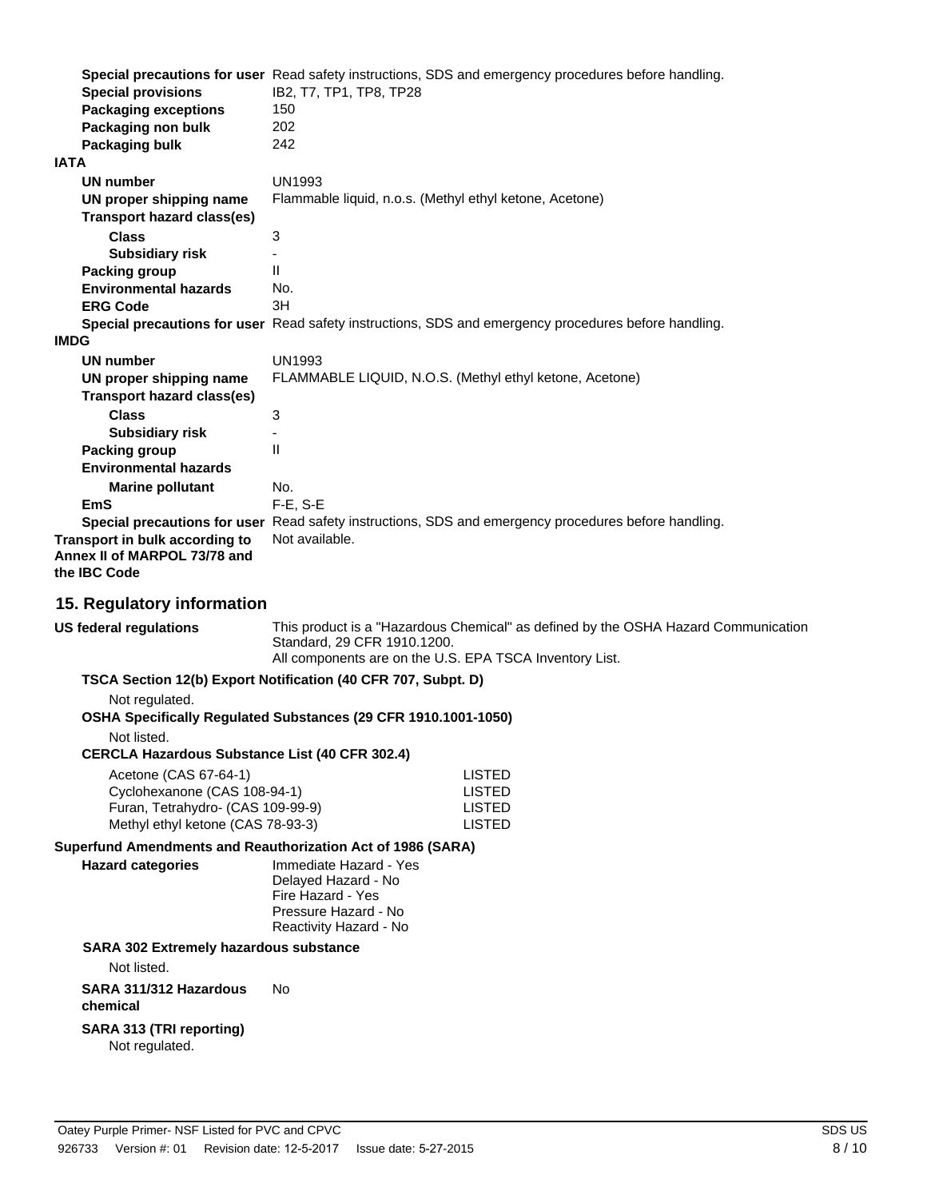| | |
|---|---|
| **Special precautions for user** | Read safety instructions, SDS and emergency procedures before handling. |
| **Special provisions** | IB2, T7, TP1, TP8, TP28 |
| **Packaging exceptions** | 150 |
| **Packaging non bulk** | 202 |
| **Packaging bulk** | 242 |

**IATA**

| | |
|---|---|
| **UN number** | UN1993 |
| **UN proper shipping name** | Flammable liquid, n.o.s. (Methyl ethyl ketone, Acetone) |
| **Transport hazard class(es)** | |
| **Class** | 3 |
| **Subsidiary risk** | - |
| **Packing group** | II |
| **Environmental hazards** | No. |
| **ERG Code** | 3H |
| **Special precautions for user** | Read safety instructions, SDS and emergency procedures before handling. |

**IMDG**

| | |
|---|---|
| **UN number** | UN1993 |
| **UN proper shipping name** | FLAMMABLE LIQUID, N.O.S. (Methyl ethyl ketone, Acetone) |
| **Transport hazard class(es)** | |
| **Class** | 3 |
| **Subsidiary risk** | - |
| **Packing group** | II |
| **Environmental hazards** | |
| **Marine pollutant** | No. |
| **EmS** | F-E, S-E |
| **Special precautions for user** | Read safety instructions, SDS and emergency procedures before handling. |
| **Transport in bulk according to Annex II of MARPOL 73/78 and the IBC Code** | Not available. |

## 15. Regulatory information

**US federal regulations**

This product is a "Hazardous Chemical" as defined by the OSHA Hazard Communication Standard, 29 CFR 1910.1200.
All components are on the U.S. EPA TSCA Inventory List.

**TSCA Section 12(b) Export Notification (40 CFR 707, Subpt. D)**

Not regulated.

**OSHA Specifically Regulated Substances (29 CFR 1910.1001-1050)**

Not listed.

**CERCLA Hazardous Substance List (40 CFR 302.4)**

| | |
|---|---|
| Acetone (CAS 67-64-1) | LISTED |
| Cyclohexanone (CAS 108-94-1) | LISTED |
| Furan, Tetrahydro- (CAS 109-99-9) | LISTED |
| Methyl ethyl ketone (CAS 78-93-3) | LISTED |

**Superfund Amendments and Reauthorization Act of 1986 (SARA)**

**Hazard categories**

Immediate Hazard - Yes
Delayed Hazard - No
Fire Hazard - Yes
Pressure Hazard - No
Reactivity Hazard - No

**SARA 302 Extremely hazardous substance**

Not listed.

**SARA 311/312 Hazardous chemical** No

**SARA 313 (TRI reporting)**

Not regulated.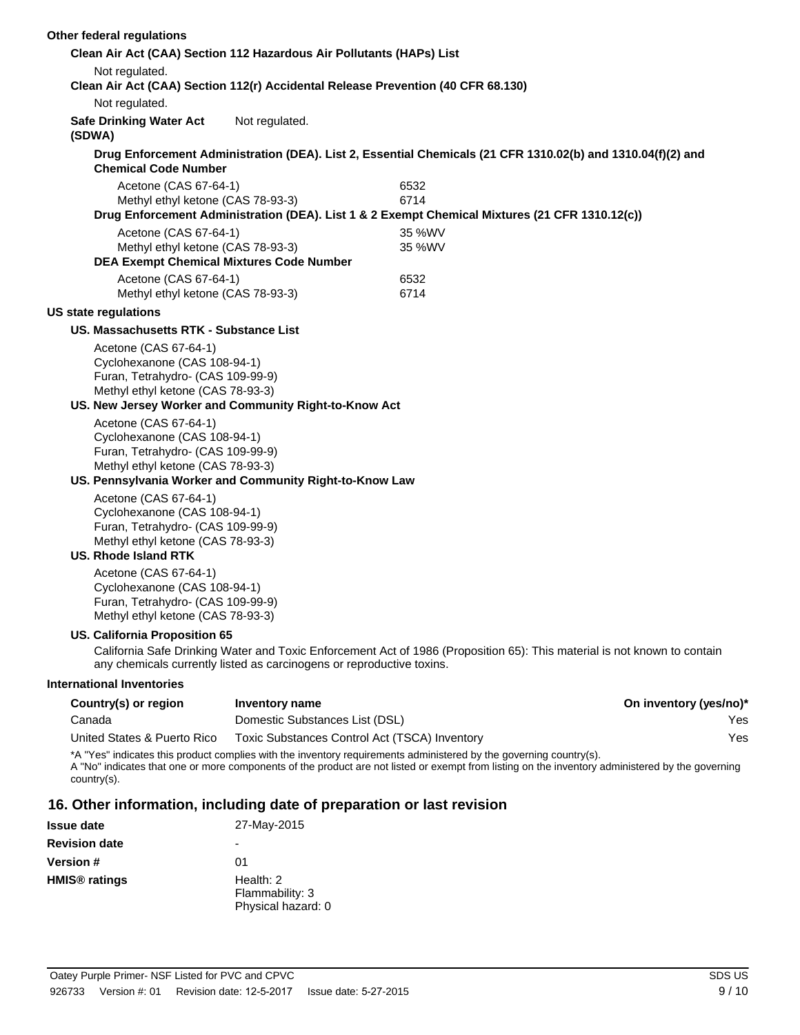**Other federal regulations**

**Clean Air Act (CAA) Section 112 Hazardous Air Pollutants (HAPs) List**

Not regulated.

**Clean Air Act (CAA) Section 112(r) Accidental Release Prevention (40 CFR 68.130)**

Not regulated.

**Safe Drinking Water Act (SDWA)** Not regulated.

**Drug Enforcement Administration (DEA). List 2, Essential Chemicals (21 CFR 1310.02(b) and 1310.04(f)(2) and Chemical Code Number**

| | |
|---|---|
| Acetone (CAS 67-64-1) | 6532 |
| Methyl ethyl ketone (CAS 78-93-3) | 6714 |

**Drug Enforcement Administration (DEA). List 1 & 2 Exempt Chemical Mixtures (21 CFR 1310.12(c))**

| | |
|---|---|
| Acetone (CAS 67-64-1) | 35 %WV |
| Methyl ethyl ketone (CAS 78-93-3) | 35 %WV |

**DEA Exempt Chemical Mixtures Code Number**

| | |
|---|---|
| Acetone (CAS 67-64-1) | 6532 |
| Methyl ethyl ketone (CAS 78-93-3) | 6714 |

**US state regulations**

**US. Massachusetts RTK - Substance List**

Acetone (CAS 67-64-1)
Cyclohexanone (CAS 108-94-1)
Furan, Tetrahydro- (CAS 109-99-9)
Methyl ethyl ketone (CAS 78-93-3)

**US. New Jersey Worker and Community Right-to-Know Act**

Acetone (CAS 67-64-1)
Cyclohexanone (CAS 108-94-1)
Furan, Tetrahydro- (CAS 109-99-9)
Methyl ethyl ketone (CAS 78-93-3)

**US. Pennsylvania Worker and Community Right-to-Know Law**

Acetone (CAS 67-64-1)
Cyclohexanone (CAS 108-94-1)
Furan, Tetrahydro- (CAS 109-99-9)
Methyl ethyl ketone (CAS 78-93-3)

**US. Rhode Island RTK**

Acetone (CAS 67-64-1)
Cyclohexanone (CAS 108-94-1)
Furan, Tetrahydro- (CAS 109-99-9)
Methyl ethyl ketone (CAS 78-93-3)

**US. California Proposition 65**

California Safe Drinking Water and Toxic Enforcement Act of 1986 (Proposition 65): This material is not known to contain any chemicals currently listed as carcinogens or reproductive toxins.

**International Inventories**

| Country(s) or region | Inventory name | On inventory (yes/no)* |
|---|---|---|
| Canada | Domestic Substances List (DSL) | Yes |
| United States & Puerto Rico | Toxic Substances Control Act (TSCA) Inventory | Yes |

*A "Yes" indicates this product complies with the inventory requirements administered by the governing country(s).
A "No" indicates that one or more components of the product are not listed or exempt from listing on the inventory administered by the governing country(s).

## 16. Other information, including date of preparation or last revision

| | |
|---|---|
| **Issue date** | 27-May-2015 |
| **Revision date** | - |
| **Version #** | 01 |
| **HMIS® ratings** | Health: 2<br>Flammability: 3<br>Physical hazard: 0 |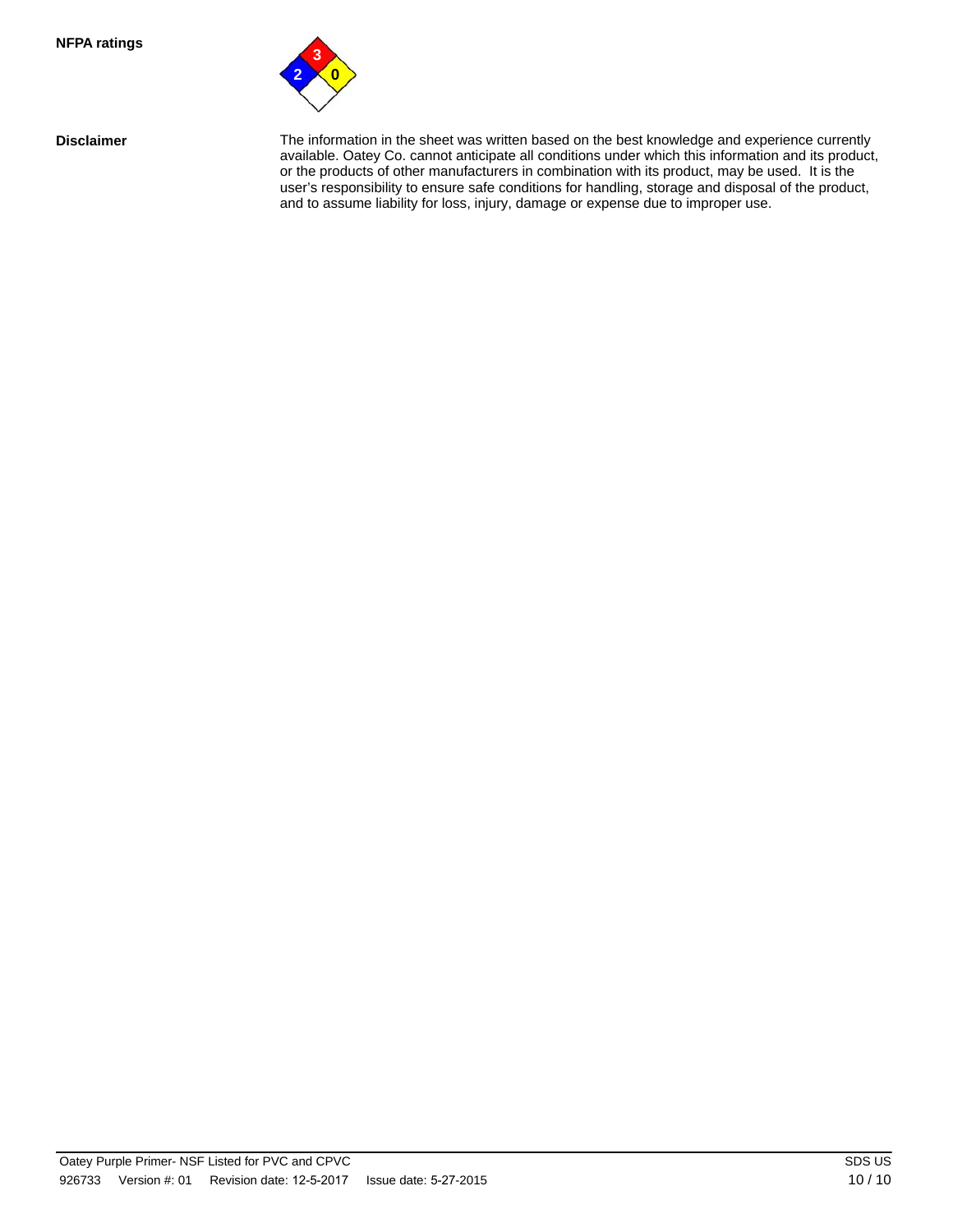**NFPA ratings**

3
2
0

**Disclaimer**

The information in the sheet was written based on the best knowledge and experience currently available. Oatey Co. cannot anticipate all conditions under which this information and its product, or the products of other manufacturers in combination with its product, may be used. It is the user's responsibility to ensure safe conditions for handling, storage and disposal of the product, and to assume liability for loss, injury, damage or expense due to improper use.